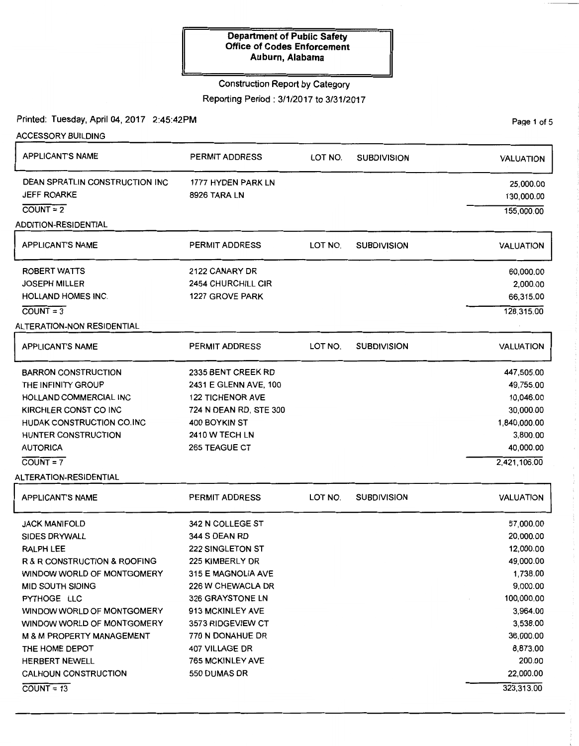**Department of Public Safety**
**Office of Codes Enforcement**
**Auburn, Alabama**

Construction Report by Category

Reporting Period : 3/1/2017 to 3/31/2017

Printed: Tuesday, April 04, 2017 2:45:42PM

## ACCESSORY BUILDING

| APPLICANT'S NAME | PERMIT ADDRESS | LOT NO. | SUBDIVISION | VALUATION |
|---|---|---|---|---|
| DEAN SPRATLIN CONSTRUCTION INC | 1777 HYDEN PARK LN | | | 25,000.00 |
| JEFF ROARKE | 8926 TARA LN | | | 130,000.00 |
| COUNT = 2 | | | | 155,000.00 |

## ADDITION-RESIDENTIAL

| APPLICANT'S NAME | PERMIT ADDRESS | LOT NO. | SUBDIVISION | VALUATION |
|---|---|---|---|---|
| ROBERT WATTS | 2122 CANARY DR | | | 60,000.00 |
| JOSEPH MILLER | 2454 CHURCHILL CIR | | | 2,000.00 |
| HOLLAND HOMES INC. | 1227 GROVE PARK | | | 66,315.00 |
| COUNT = 3 | | | | 128,315.00 |

## ALTERATION-NON RESIDENTIAL

| APPLICANT'S NAME | PERMIT ADDRESS | LOT NO. | SUBDIVISION | VALUATION |
|---|---|---|---|---|
| BARRON CONSTRUCTION | 2335 BENT CREEK RD | | | 447,505.00 |
| THE INFINITY GROUP | 2431 E GLENN AVE, 100 | | | 49,755.00 |
| HOLLAND COMMERCIAL INC | 122 TICHENOR AVE | | | 10,046.00 |
| KIRCHLER CONST CO INC | 724 N DEAN RD, STE 300 | | | 30,000.00 |
| HUDAK CONSTRUCTION CO.INC | 400 BOYKIN ST | | | 1,840,000.00 |
| HUNTER CONSTRUCTION | 2410 W TECH LN | | | 3,800.00 |
| AUTORICA | 265 TEAGUE CT | | | 40,000.00 |
| COUNT = 7 | | | | 2,421,106.00 |

## ALTERATION-RESIDENTIAL

| APPLICANT'S NAME | PERMIT ADDRESS | LOT NO. | SUBDIVISION | VALUATION |
|---|---|---|---|---|
| JACK MANIFOLD | 342 N COLLEGE ST | | | 57,000.00 |
| SIDES DRYWALL | 344 S DEAN RD | | | 20,000.00 |
| RALPH LEE | 222 SINGLETON ST | | | 12,000.00 |
| R & R CONSTRUCTION & ROOFING | 225 KIMBERLY DR | | | 49,000.00 |
| WINDOW WORLD OF MONTGOMERY | 315 E MAGNOLIA AVE | | | 1,738.00 |
| MID SOUTH SIDING | 226 W CHEWACLA DR | | | 9,000.00 |
| PYTHOGE LLC | 326 GRAYSTONE LN | | | 100,000.00 |
| WINDOW WORLD OF MONTGOMERY | 913 MCKINLEY AVE | | | 3,964.00 |
| WINDOW WORLD OF MONTGOMERY | 3573 RIDGEVIEW CT | | | 3,538.00 |
| M & M PROPERTY MANAGEMENT | 770 N DONAHUE DR | | | 36,000.00 |
| THE HOME DEPOT | 407 VILLAGE DR | | | 8,873.00 |
| HERBERT NEWELL | 765 MCKINLEY AVE | | | 200.00 |
| CALHOUN CONSTRUCTION | 550 DUMAS DR | | | 22,000.00 |
| COUNT = 13 | | | | 323,313.00 |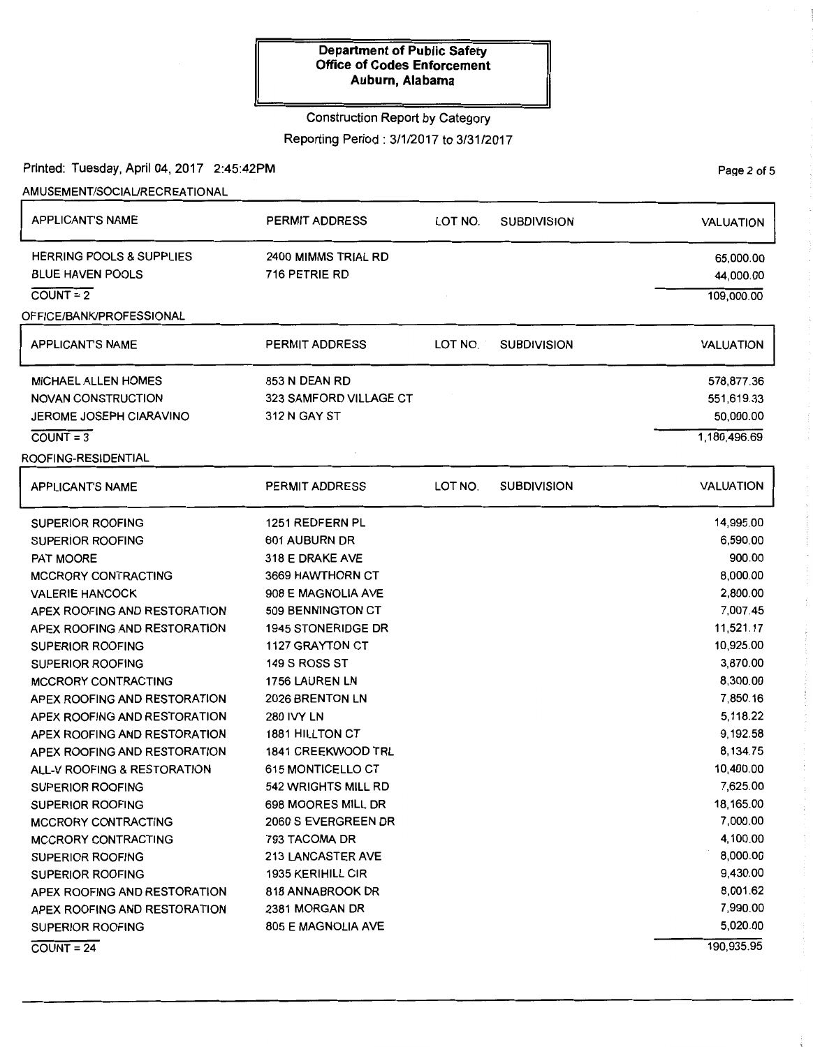**Department of Public Safety**
**Office of Codes Enforcement**
**Auburn, Alabama**

Construction Report by Category

Reporting Period : 3/1/2017 to 3/31/2017

Printed: Tuesday, April 04, 2017 2:45:42PM

AMUSEMENT/SOCIAL/RECREATIONAL

| APPLICANT'S NAME | PERMIT ADDRESS | LOT NO. | SUBDIVISION | VALUATION |
|---|---|---|---|---|
| HERRING POOLS & SUPPLIES | 2400 MIMMS TRIAL RD | | | 65,000.00 |
| BLUE HAVEN POOLS | 716 PETRIE RD | | | 44,000.00 |
| COUNT = 2 | | | | 109,000.00 |

OFFICE/BANK/PROFESSIONAL

| APPLICANT'S NAME | PERMIT ADDRESS | LOT NO. | SUBDIVISION | VALUATION |
|---|---|---|---|---|
| MICHAEL ALLEN HOMES | 853 N DEAN RD | | | 578,877.36 |
| NOVAN CONSTRUCTION | 323 SAMFORD VILLAGE CT | | | 551,619.33 |
| JEROME JOSEPH CIARAVINO | 312 N GAY ST | | | 50,000.00 |
| COUNT = 3 | | | | 1,180,496.69 |

ROOFING-RESIDENTIAL

| APPLICANT'S NAME | PERMIT ADDRESS | LOT NO. | SUBDIVISION | VALUATION |
|---|---|---|---|---|
| SUPERIOR ROOFING | 1251 REDFERN PL | | | 14,995.00 |
| SUPERIOR ROOFING | 601 AUBURN DR | | | 6,590.00 |
| PAT MOORE | 318 E DRAKE AVE | | | 900.00 |
| MCCRORY CONTRACTING | 3669 HAWTHORN CT | | | 8,000.00 |
| VALERIE HANCOCK | 908 E MAGNOLIA AVE | | | 2,800.00 |
| APEX ROOFING AND RESTORATION | 509 BENNINGTON CT | | | 7,007.45 |
| APEX ROOFING AND RESTORATION | 1945 STONERIDGE DR | | | 11,521.17 |
| SUPERIOR ROOFING | 1127 GRAYTON CT | | | 10,925.00 |
| SUPERIOR ROOFING | 149 S ROSS ST | | | 3,870.00 |
| MCCRORY CONTRACTING | 1756 LAUREN LN | | | 8,300.00 |
| APEX ROOFING AND RESTORATION | 2026 BRENTON LN | | | 7,850.16 |
| APEX ROOFING AND RESTORATION | 280 IVY LN | | | 5,118.22 |
| APEX ROOFING AND RESTORATION | 1881 HILLTON CT | | | 9,192.58 |
| APEX ROOFING AND RESTORATION | 1841 CREEKWOOD TRL | | | 8,134.75 |
| ALL-V ROOFING & RESTORATION | 615 MONTICELLO CT | | | 10,400.00 |
| SUPERIOR ROOFING | 542 WRIGHTS MILL RD | | | 7,625.00 |
| SUPERIOR ROOFING | 698 MOORES MILL DR | | | 18,165.00 |
| MCCRORY CONTRACTING | 2060 S EVERGREEN DR | | | 7,000.00 |
| MCCRORY CONTRACTING | 793 TACOMA DR | | | 4,100.00 |
| SUPERIOR ROOFING | 213 LANCASTER AVE | | | 8,000.00 |
| SUPERIOR ROOFING | 1935 KERIHILL CIR | | | 9,430.00 |
| APEX ROOFING AND RESTORATION | 818 ANNABROOK DR | | | 8,001.62 |
| APEX ROOFING AND RESTORATION | 2381 MORGAN DR | | | 7,990.00 |
| SUPERIOR ROOFING | 805 E MAGNOLIA AVE | | | 5,020.00 |
| COUNT = 24 | | | | 190,935.95 |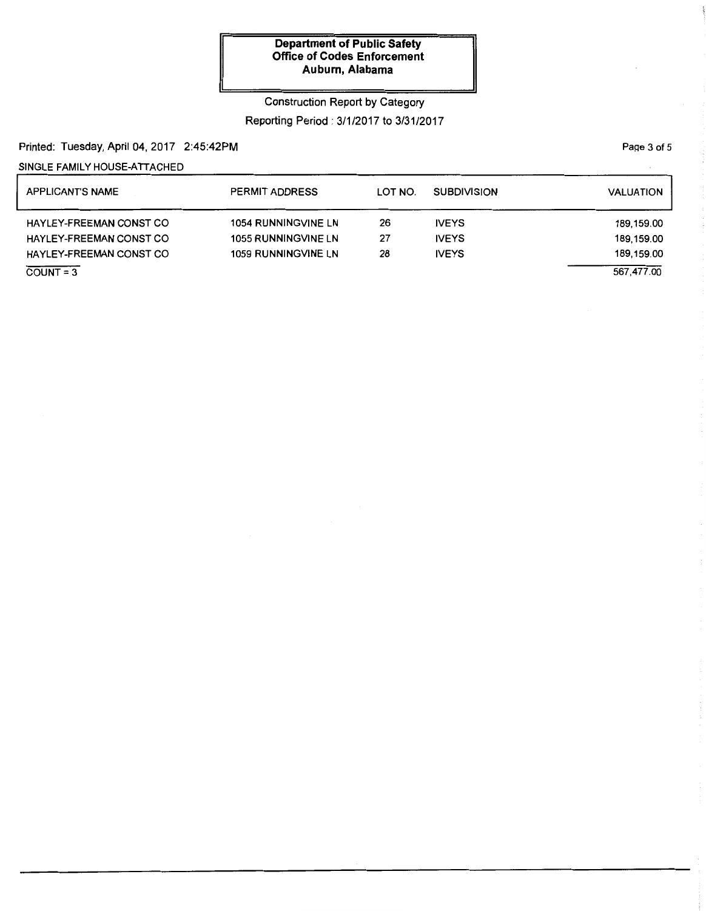**Department of Public Safety**
**Office of Codes Enforcement**
**Auburn, Alabama**

Construction Report by Category

Reporting Period : 3/1/2017 to 3/31/2017

Printed: Tuesday, April 04, 2017 2:45:42PM

SINGLE FAMILY HOUSE-ATTACHED

| APPLICANT'S NAME | PERMIT ADDRESS | LOT NO. | SUBDIVISION | VALUATION |
|---|---|---|---|---|
| HAYLEY-FREEMAN CONST CO | 1054 RUNNINGVINE LN | 26 | IVEYS | 189,159.00 |
| HAYLEY-FREEMAN CONST CO | 1055 RUNNINGVINE LN | 27 | IVEYS | 189,159.00 |
| HAYLEY-FREEMAN CONST CO | 1059 RUNNINGVINE LN | 28 | IVEYS | 189,159.00 |
| COUNT = 3 | | | | 567,477.00 |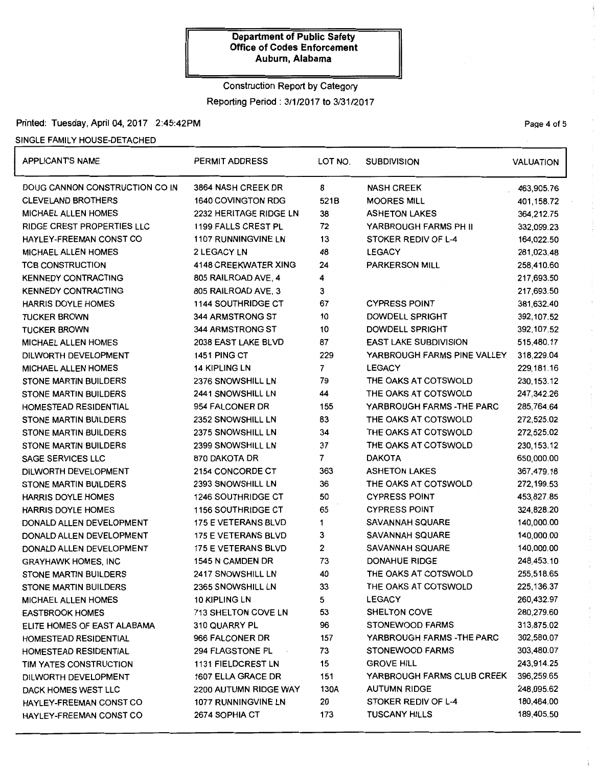**Department of Public Safety**
**Office of Codes Enforcement**
**Auburn, Alabama**

Construction Report by Category

Reporting Period : 3/1/2017 to 3/31/2017

Printed: Tuesday, April 04, 2017 2:45:42PM

SINGLE FAMILY HOUSE-DETACHED

| APPLICANT'S NAME | PERMIT ADDRESS | LOT NO. | SUBDIVISION | VALUATION |
|---|---|---|---|---|
| DOUG CANNON CONSTRUCTION CO IN | 3864 NASH CREEK DR | 8 | NASH CREEK | 463,905.76 |
| CLEVELAND BROTHERS | 1640 COVINGTON RDG | 521B | MOORES MILL | 401,158.72 |
| MICHAEL ALLEN HOMES | 2232 HERITAGE RIDGE LN | 38 | ASHETON LAKES | 364,212.75 |
| RIDGE CREST PROPERTIES LLC | 1199 FALLS CREST PL | 72 | YARBROUGH FARMS PH II | 332,099.23 |
| HAYLEY-FREEMAN CONST CO | 1107 RUNNINGVINE LN | 13 | STOKER REDIV OF L-4 | 164,022.50 |
| MICHAEL ALLEN HOMES | 2 LEGACY LN | 48 | LEGACY | 281,023.48 |
| TCB CONSTRUCTION | 4148 CREEKWATER XING | 24 | PARKERSON MILL | 258,410.60 |
| KENNEDY CONTRACTING | 805 RAILROAD AVE, 4 | 4 | | 217,693.50 |
| KENNEDY CONTRACTING | 805 RAILROAD AVE, 3 | 3 | | 217,693.50 |
| HARRIS DOYLE HOMES | 1144 SOUTHRIDGE CT | 67 | CYPRESS POINT | 381,632.40 |
| TUCKER BROWN | 344 ARMSTRONG ST | 10 | DOWDELL SPRIGHT | 392,107.52 |
| TUCKER BROWN | 344 ARMSTRONG ST | 10 | DOWDELL SPRIGHT | 392,107.52 |
| MICHAEL ALLEN HOMES | 2038 EAST LAKE BLVD | 87 | EAST LAKE SUBDIVISION | 515,480.17 |
| DILWORTH DEVELOPMENT | 1451 PING CT | 229 | YARBROUGH FARMS PINE VALLEY | 318,229.04 |
| MICHAEL ALLEN HOMES | 14 KIPLING LN | 7 | LEGACY | 229,181.16 |
| STONE MARTIN BUILDERS | 2376 SNOWSHILL LN | 79 | THE OAKS AT COTSWOLD | 230,153.12 |
| STONE MARTIN BUILDERS | 2441 SNOWSHILL LN | 44 | THE OAKS AT COTSWOLD | 247,342.26 |
| HOMESTEAD RESIDENTIAL | 954 FALCONER DR | 155 | YARBROUGH FARMS -THE PARC | 285,764.64 |
| STONE MARTIN BUILDERS | 2352 SNOWSHILL LN | 83 | THE OAKS AT COTSWOLD | 272,525.02 |
| STONE MARTIN BUILDERS | 2375 SNOWSHILL LN | 34 | THE OAKS AT COTSWOLD | 272,525.02 |
| STONE MARTIN BUILDERS | 2399 SNOWSHILL LN | 37 | THE OAKS AT COTSWOLD | 230,153.12 |
| SAGE SERVICES LLC | 870 DAKOTA DR | 7 | DAKOTA | 650,000.00 |
| DILWORTH DEVELOPMENT | 2154 CONCORDE CT | 363 | ASHETON LAKES | 367,479.18 |
| STONE MARTIN BUILDERS | 2393 SNOWSHILL LN | 36 | THE OAKS AT COTSWOLD | 272,199.53 |
| HARRIS DOYLE HOMES | 1246 SOUTHRIDGE CT | 50 | CYPRESS POINT | 453,827.85 |
| HARRIS DOYLE HOMES | 1156 SOUTHRIDGE CT | 65 | CYPRESS POINT | 324,828.20 |
| DONALD ALLEN DEVELOPMENT | 175 E VETERANS BLVD | 1 | SAVANNAH SQUARE | 140,000.00 |
| DONALD ALLEN DEVELOPMENT | 175 E VETERANS BLVD | 3 | SAVANNAH SQUARE | 140,000.00 |
| DONALD ALLEN DEVELOPMENT | 175 E VETERANS BLVD | 2 | SAVANNAH SQUARE | 140,000.00 |
| GRAYHAWK HOMES, INC | 1545 N CAMDEN DR | 73 | DONAHUE RIDGE | 248,453.10 |
| STONE MARTIN BUILDERS | 2417 SNOWSHILL LN | 40 | THE OAKS AT COTSWOLD | 255,518.65 |
| STONE MARTIN BUILDERS | 2365 SNOWSHILL LN | 33 | THE OAKS AT COTSWOLD | 225,136.37 |
| MICHAEL ALLEN HOMES | 10 KIPLING LN | 5 | LEGACY | 260,432.97 |
| EASTBROOK HOMES | 713 SHELTON COVE LN | 53 | SHELTON COVE | 280,279.60 |
| ELITE HOMES OF EAST ALABAMA | 310 QUARRY PL | 96 | STONEWOOD FARMS | 313,875.02 |
| HOMESTEAD RESIDENTIAL | 966 FALCONER DR | 157 | YARBROUGH FARMS -THE PARC | 302,580.07 |
| HOMESTEAD RESIDENTIAL | 294 FLAGSTONE PL | 73 | STONEWOOD FARMS | 303,480.07 |
| TIM YATES CONSTRUCTION | 1131 FIELDCREST LN | 15 | GROVE HILL | 243,914.25 |
| DILWORTH DEVELOPMENT | 1607 ELLA GRACE DR | 151 | YARBROUGH FARMS CLUB CREEK | 396,259.65 |
| DACK HOMES WEST LLC | 2200 AUTUMN RIDGE WAY | 130A | AUTUMN RIDGE | 248,095.62 |
| HAYLEY-FREEMAN CONST CO | 1077 RUNNINGVINE LN | 20 | STOKER REDIV OF L-4 | 180,464.00 |
| HAYLEY-FREEMAN CONST CO | 2674 SOPHIA CT | 173 | TUSCANY HILLS | 189,405.50 |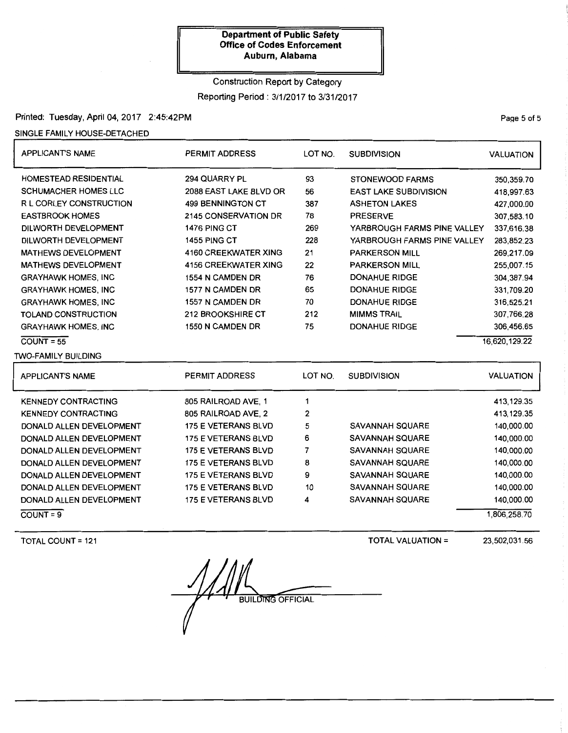**Department of Public Safety**
**Office of Codes Enforcement**
**Auburn, Alabama**

Construction Report by Category

Reporting Period : 3/1/2017 to 3/31/2017

Printed: Tuesday, April 04, 2017 2:45:42PM

SINGLE FAMILY HOUSE-DETACHED

| APPLICANT'S NAME | PERMIT ADDRESS | LOT NO. | SUBDIVISION | VALUATION |
|---|---|---|---|---|
| HOMESTEAD RESIDENTIAL | 294 QUARRY PL | 93 | STONEWOOD FARMS | 350,359.70 |
| SCHUMACHER HOMES LLC | 2088 EAST LAKE BLVD OR | 56 | EAST LAKE SUBDIVISION | 418,997.63 |
| R L CORLEY CONSTRUCTION | 499 BENNINGTON CT | 387 | ASHETON LAKES | 427,000.00 |
| EASTBROOK HOMES | 2145 CONSERVATION DR | 78 | PRESERVE | 307,583.10 |
| DILWORTH DEVELOPMENT | 1476 PING CT | 269 | YARBROUGH FARMS PINE VALLEY | 337,616.38 |
| DILWORTH DEVELOPMENT | 1455 PING CT | 228 | YARBROUGH FARMS PINE VALLEY | 283,852.23 |
| MATHEWS DEVELOPMENT | 4160 CREEKWATER XING | 21 | PARKERSON MILL | 269,217.09 |
| MATHEWS DEVELOPMENT | 4156 CREEKWATER XING | 22 | PARKERSON MILL | 255,007.15 |
| GRAYHAWK HOMES, INC | 1554 N CAMDEN DR | 76 | DONAHUE RIDGE | 304,387.94 |
| GRAYHAWK HOMES, INC | 1577 N CAMDEN DR | 65 | DONAHUE RIDGE | 331,709.20 |
| GRAYHAWK HOMES, INC | 1557 N CAMDEN DR | 70 | DONAHUE RIDGE | 316,525.21 |
| TOLAND CONSTRUCTION | 212 BROOKSHIRE CT | 212 | MIMMS TRAIL | 307,766.28 |
| GRAYHAWK HOMES, INC | 1550 N CAMDEN DR | 75 | DONAHUE RIDGE | 306,456.65 |
| COUNT = 55 | | | | 16,620,129.22 |

TWO-FAMILY BUILDING

| APPLICANT'S NAME | PERMIT ADDRESS | LOT NO. | SUBDIVISION | VALUATION |
|---|---|---|---|---|
| KENNEDY CONTRACTING | 805 RAILROAD AVE, 1 | 1 | | 413,129.35 |
| KENNEDY CONTRACTING | 805 RAILROAD AVE, 2 | 2 | | 413,129.35 |
| DONALD ALLEN DEVELOPMENT | 175 E VETERANS BLVD | 5 | SAVANNAH SQUARE | 140,000.00 |
| DONALD ALLEN DEVELOPMENT | 175 E VETERANS BLVD | 6 | SAVANNAH SQUARE | 140,000.00 |
| DONALD ALLEN DEVELOPMENT | 175 E VETERANS BLVD | 7 | SAVANNAH SQUARE | 140,000.00 |
| DONALD ALLEN DEVELOPMENT | 175 E VETERANS BLVD | 8 | SAVANNAH SQUARE | 140,000.00 |
| DONALD ALLEN DEVELOPMENT | 175 E VETERANS BLVD | 9 | SAVANNAH SQUARE | 140,000.00 |
| DONALD ALLEN DEVELOPMENT | 175 E VETERANS BLVD | 10 | SAVANNAH SQUARE | 140,000.00 |
| DONALD ALLEN DEVELOPMENT | 175 E VETERANS BLVD | 4 | SAVANNAH SQUARE | 140,000.00 |
| COUNT = 9 | | | | 1,806,258.70 |

TOTAL COUNT = 121

TOTAL VALUATION = 23,502,031.56

BUILDING OFFICIAL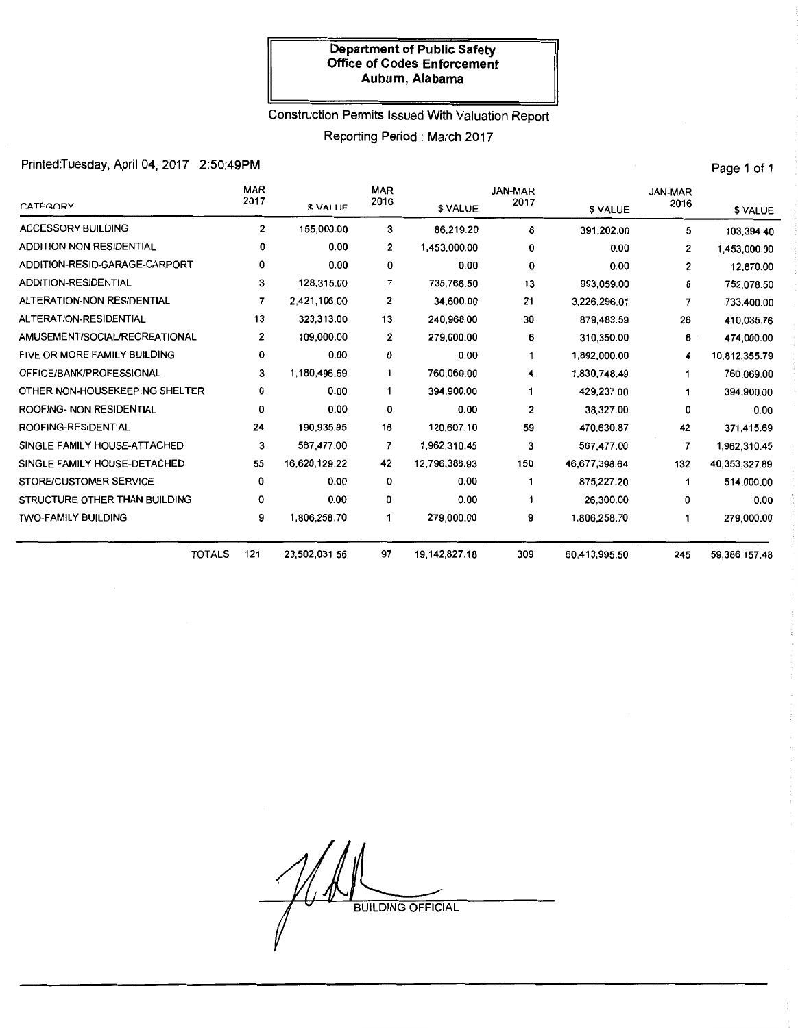**Department of Public Safety**
**Office of Codes Enforcement**
**Auburn, Alabama**

Construction Permits Issued With Valuation Report

Reporting Period : March 2017

Printed:Tuesday, April 04, 2017 2:50:49PM

| CATEGORY | MAR 2017 | $ VALUE | MAR 2016 | $ VALUE | JAN-MAR 2017 | $ VALUE | JAN-MAR 2016 | $ VALUE |
|---|---|---|---|---|---|---|---|---|
| ACCESSORY BUILDING | 2 | 155,000.00 | 3 | 86,219.20 | 8 | 391,202.00 | 5 | 103,394.40 |
| ADDITION-NON RESIDENTIAL | 0 | 0.00 | 2 | 1,453,000.00 | 0 | 0.00 | 2 | 1,453,000.00 |
| ADDITION-RESID-GARAGE-CARPORT | 0 | 0.00 | 0 | 0.00 | 0 | 0.00 | 2 | 12,870.00 |
| ADDITION-RESIDENTIAL | 3 | 128,315.00 | 7 | 735,766.50 | 13 | 993,059.00 | 8 | 752,078.50 |
| ALTERATION-NON RESIDENTIAL | 7 | 2,421,106.00 | 2 | 34,600.00 | 21 | 3,226,296.01 | 7 | 733,400.00 |
| ALTERATION-RESIDENTIAL | 13 | 323,313.00 | 13 | 240,968.00 | 30 | 879,483.59 | 26 | 410,035.76 |
| AMUSEMENT/SOCIAL/RECREATIONAL | 2 | 109,000.00 | 2 | 279,000.00 | 6 | 310,350.00 | 6 | 474,000.00 |
| FIVE OR MORE FAMILY BUILDING | 0 | 0.00 | 0 | 0.00 | 1 | 1,892,000.00 | 4 | 10,812,355.79 |
| OFFICE/BANK/PROFESSIONAL | 3 | 1,180,496.69 | 1 | 760,069.00 | 4 | 1,830,748.49 | 1 | 760,069.00 |
| OTHER NON-HOUSEKEEPING SHELTER | 0 | 0.00 | 1 | 394,900.00 | 1 | 429,237.00 | 1 | 394,900.00 |
| ROOFING- NON RESIDENTIAL | 0 | 0.00 | 0 | 0.00 | 2 | 38,327.00 | 0 | 0.00 |
| ROOFING-RESIDENTIAL | 24 | 190,935.95 | 16 | 120,607.10 | 59 | 470,630.87 | 42 | 371,415.69 |
| SINGLE FAMILY HOUSE-ATTACHED | 3 | 567,477.00 | 7 | 1,962,310.45 | 3 | 567,477.00 | 7 | 1,962,310.45 |
| SINGLE FAMILY HOUSE-DETACHED | 55 | 16,620,129.22 | 42 | 12,796,386.93 | 150 | 46,677,398.64 | 132 | 40,353,327.89 |
| STORE/CUSTOMER SERVICE | 0 | 0.00 | 0 | 0.00 | 1 | 875,227.20 | 1 | 514,000.00 |
| STRUCTURE OTHER THAN BUILDING | 0 | 0.00 | 0 | 0.00 | 1 | 26,300.00 | 0 | 0.00 |
| TWO-FAMILY BUILDING | 9 | 1,806,258.70 | 1 | 279,000.00 | 9 | 1,806,258.70 | 1 | 279,000.00 |
| TOTALS | 121 | 23,502,031.56 | 97 | 19,142,827.18 | 309 | 60,413,995.50 | 245 | 59,386,157.48 |

BUILDING OFFICIAL